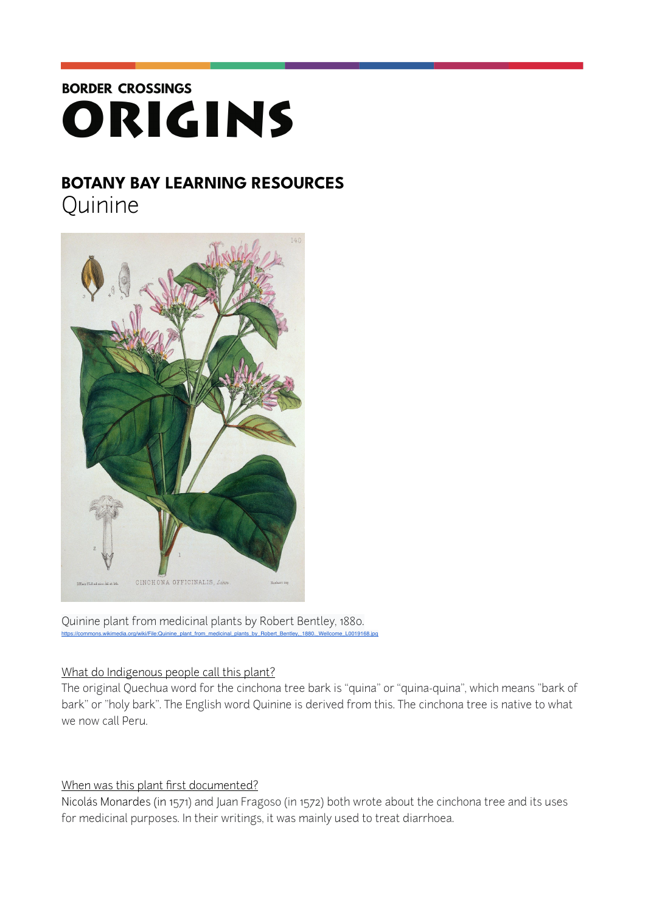BORDER CROSSINGS

# ORIGINS

## BOTANY BAY LEARNING RESOURCES

# Quinine

Quinine plant from medicinal plants by Robert Bentley, 1880.
https://commons.wikimedia.org/wiki/File:Quinine_plant_from_medicinal_plants_by_Robert_Bentley,_1880._Wellcome_L0019168.jpg

What do Indigenous people call this plant?

The original Quechua word for the cinchona tree bark is "quina" or "quina-quina", which means "bark of bark" or "holy bark". The English word Quinine is derived from this. The cinchona tree is native to what we now call Peru.

When was this plant first documented?

Nicolás Monardes (in 1571) and Juan Fragoso (in 1572) both wrote about the cinchona tree and its uses for medicinal purposes. In their writings, it was mainly used to treat diarrhoea.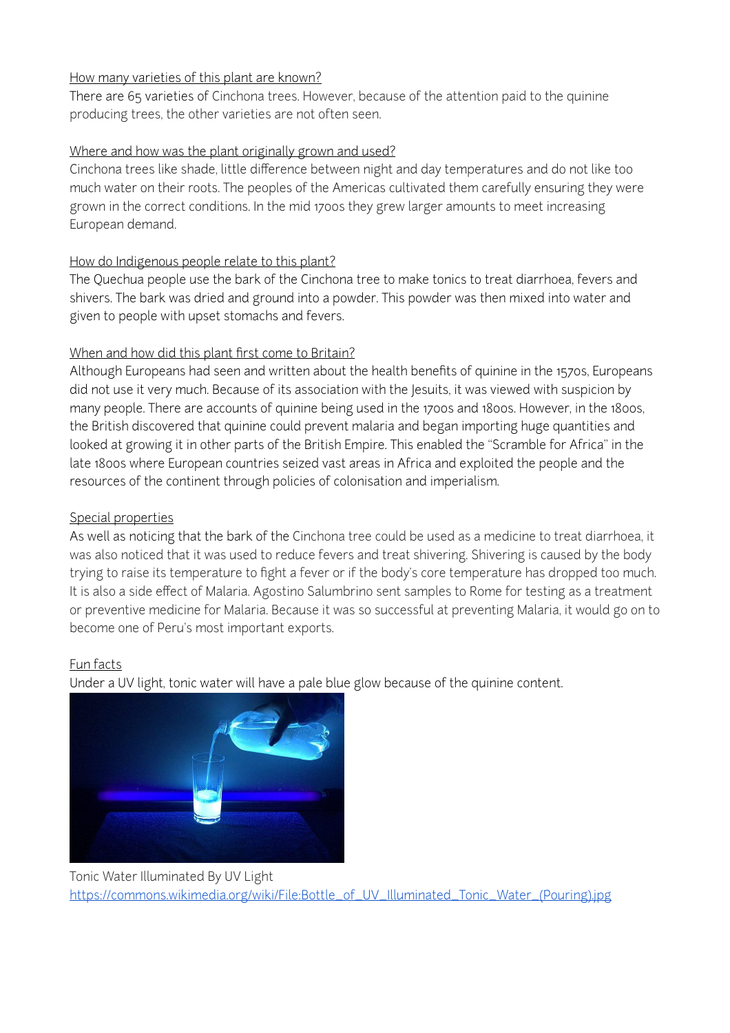How many varieties of this plant are known?

There are 65 varieties of Cinchona trees. However, because of the attention paid to the quinine producing trees, the other varieties are not often seen.

Where and how was the plant originally grown and used?

Cinchona trees like shade, little difference between night and day temperatures and do not like too much water on their roots. The peoples of the Americas cultivated them carefully ensuring they were grown in the correct conditions. In the mid 1700s they grew larger amounts to meet increasing European demand.

How do Indigenous people relate to this plant?

The Quechua people use the bark of the Cinchona tree to make tonics to treat diarrhoea, fevers and shivers. The bark was dried and ground into a powder. This powder was then mixed into water and given to people with upset stomachs and fevers.

When and how did this plant first come to Britain?

Although Europeans had seen and written about the health benefits of quinine in the 1570s, Europeans did not use it very much. Because of its association with the Jesuits, it was viewed with suspicion by many people. There are accounts of quinine being used in the 1700s and 1800s. However, in the 1800s, the British discovered that quinine could prevent malaria and began importing huge quantities and looked at growing it in other parts of the British Empire. This enabled the "Scramble for Africa" in the late 1800s where European countries seized vast areas in Africa and exploited the people and the resources of the continent through policies of colonisation and imperialism.

Special properties

As well as noticing that the bark of the Cinchona tree could be used as a medicine to treat diarrhoea, it was also noticed that it was used to reduce fevers and treat shivering. Shivering is caused by the body trying to raise its temperature to fight a fever or if the body's core temperature has dropped too much. It is also a side effect of Malaria. Agostino Salumbrino sent samples to Rome for testing as a treatment or preventive medicine for Malaria. Because it was so successful at preventing Malaria, it would go on to become one of Peru's most important exports.

Fun facts

Under a UV light, tonic water will have a pale blue glow because of the quinine content.

Tonic Water Illuminated By UV Light
https://commons.wikimedia.org/wiki/File:Bottle_of_UV_Illuminated_Tonic_Water_(Pouring).jpg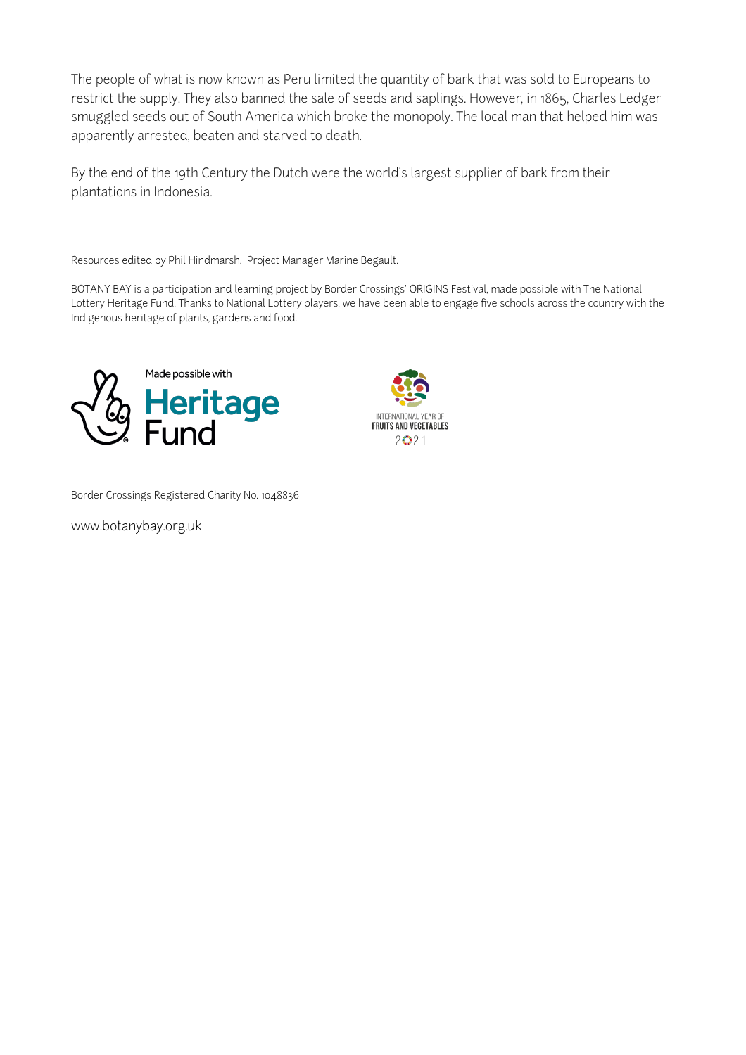The people of what is now known as Peru limited the quantity of bark that was sold to Europeans to restrict the supply. They also banned the sale of seeds and saplings. However, in 1865, Charles Ledger smuggled seeds out of South America which broke the monopoly. The local man that helped him was apparently arrested, beaten and starved to death.

By the end of the 19th Century the Dutch were the world's largest supplier of bark from their plantations in Indonesia.

Resources edited by Phil Hindmarsh. Project Manager Marine Begault.

BOTANY BAY is a participation and learning project by Border Crossings' ORIGINS Festival, made possible with The National Lottery Heritage Fund. Thanks to National Lottery players, we have been able to engage five schools across the country with the Indigenous heritage of plants, gardens and food.

Made possible with Heritage Fund

INTERNATIONAL YEAR OF FRUITS AND VEGETABLES 2021

Border Crossings Registered Charity No. 1048836

www.botanybay.org.uk